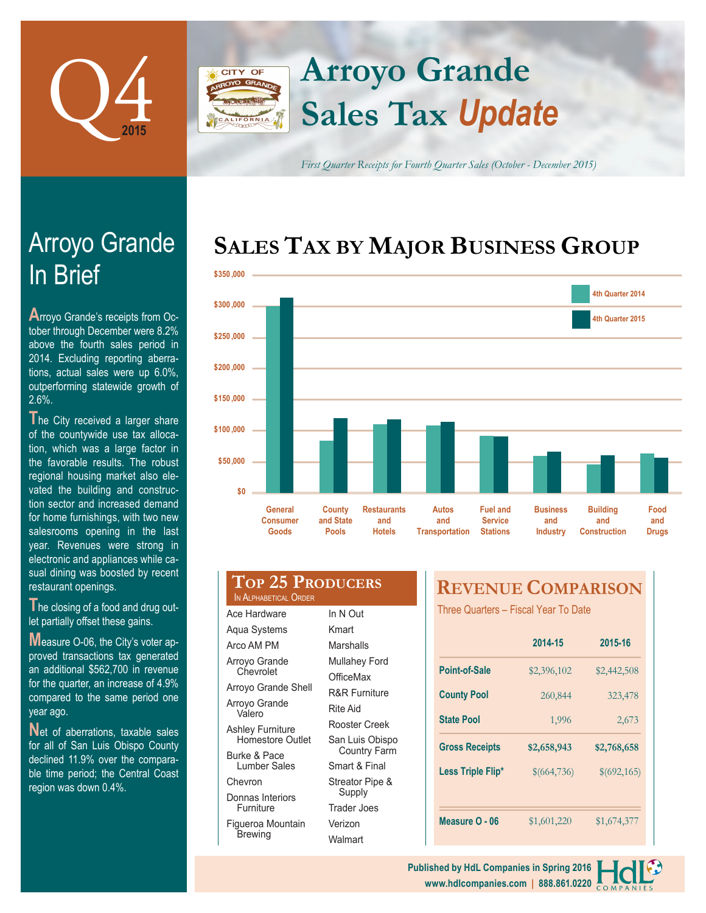# Q4 2015

# Arroyo Grande Sales Tax *Update*

*First Quarter Receipts for Fourth Quarter Sales (October - December 2015)*

## Arroyo Grande In Brief

Arroyo Grande's receipts from October through December were 8.2% above the fourth sales period in 2014. Excluding reporting aberrations, actual sales were up 6.0%, outperforming statewide growth of 2.6%.

The City received a larger share of the countywide use tax allocation, which was a large factor in the favorable results. The robust regional housing market also elevated the building and construction sector and increased demand for home furnishings, with two new salesrooms opening in the last year. Revenues were strong in electronic and appliances while casual dining was boosted by recent restaurant openings.

The closing of a food and drug outlet partially offset these gains.

Measure O-06, the City's voter approved transactions tax generated an additional $562,700 in revenue for the quarter, an increase of 4.9% compared to the same period one year ago.

Net of aberrations, taxable sales for all of San Luis Obispo County declined 11.9% over the comparable time period; the Central Coast region was down 0.4%.

## Sales Tax by Major Business Group

Legend: 4th Quarter 2014, 4th Quarter 2015

Y-axis: $0 – $350,000

Categories: General Consumer Goods; County and State Pools; Restaurants and Hotels; Autos and Transportation; Fuel and Service Stations; Business and Industry; Building and Construction; Food and Drugs

## Top 25 Producers

In Alphabetical Order

- Ace Hardware
- Aqua Systems
- Arco AM PM
- Arroyo Grande Chevrolet
- Arroyo Grande Shell
- Arroyo Grande Valero
- Ashley Furniture Homestore Outlet
- Burke & Pace Lumber Sales
- Chevron
- Donnas Interiors Furniture
- Figueroa Mountain Brewing
- In N Out
- Kmart
- Marshalls
- Mullahey Ford
- OfficeMax
- R&R Furniture
- Rite Aid
- Rooster Creek
- San Luis Obispo Country Farm
- Smart & Final
- Streator Pipe & Supply
- Trader Joes
- Verizon
- Walmart

## Revenue Comparison

Three Quarters – Fiscal Year To Date

| | 2014-15 | 2015-16 |
|---|---|---|
| **Point-of-Sale** | $2,396,102 | $2,442,508 |
| **County Pool** | 260,844 | 323,478 |
| **State Pool** | 1,996 | 2,673 |
| **Gross Receipts** | **$2,658,943** | **$2,768,658** |
| **Less Triple Flip*** | $(664,736) | $(692,165) |
| **Measure O - 06** | $1,601,220 | $1,674,377 |

Published by HdL Companies in Spring 2016
www.hdlcompanies.com | 888.861.0220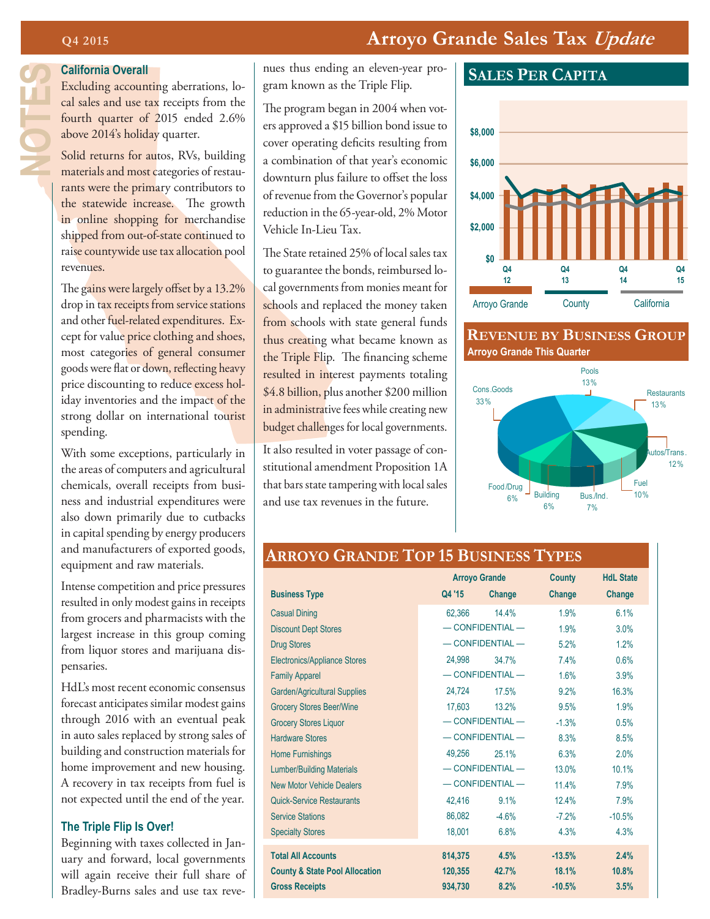# Q4 2015 Arroyo Grande Sales Tax *Update*

NOTES

### California Overall

Excluding accounting aberrations, local sales and use tax receipts from the fourth quarter of 2015 ended 2.6% above 2014's holiday quarter.

Solid returns for autos, RVs, building materials and most categories of restaurants were the primary contributors to the statewide increase. The growth in online shopping for merchandise shipped from out-of-state continued to raise countywide use tax allocation pool revenues.

The gains were largely offset by a 13.2% drop in tax receipts from service stations and other fuel-related expenditures. Except for value price clothing and shoes, most categories of general consumer goods were flat or down, reflecting heavy price discounting to reduce excess holiday inventories and the impact of the strong dollar on international tourist spending.

With some exceptions, particularly in the areas of computers and agricultural chemicals, overall receipts from business and industrial expenditures were also down primarily due to cutbacks in capital spending by energy producers and manufacturers of exported goods, equipment and raw materials.

Intense competition and price pressures resulted in only modest gains in receipts from grocers and pharmacists with the largest increase in this group coming from liquor stores and marijuana dispensaries.

HdL's most recent economic consensus forecast anticipates similar modest gains through 2016 with an eventual peak in auto sales replaced by strong sales of building and construction materials for home improvement and new housing. A recovery in tax receipts from fuel is not expected until the end of the year.

### The Triple Flip Is Over!

Beginning with taxes collected in January and forward, local governments will again receive their full share of Bradley-Burns sales and use tax revenues thus ending an eleven-year program known as the Triple Flip.

The program began in 2004 when voters approved a $15 billion bond issue to cover operating deficits resulting from a combination of that year's economic downturn plus failure to offset the loss of revenue from the Governor's popular reduction in the 65-year-old, 2% Motor Vehicle In-Lieu Tax.

The State retained 25% of local sales tax to guarantee the bonds, reimbursed local governments from monies meant for schools and replaced the money taken from schools with state general funds thus creating what became known as the Triple Flip. The financing scheme resulted in interest payments totaling $4.8 billion, plus another $200 million in administrative fees while creating new budget challenges for local governments.

It also resulted in voter passage of constitutional amendment Proposition 1A that bars state tampering with local sales and use tax revenues in the future.

## Sales Per Capita

$8,000
$6,000
$4,000
$2,000
$0
Q4 12
Q4 13
Q4 14
Q4 15
Arroyo Grande
County
California

## Revenue by Business Group

Arroyo Grande This Quarter

Cons.Goods 33%
Pools 13%
Restaurants 13%
Autos/Trans. 12%
Fuel 10%
Bus./Ind. 7%
Building 6%
Food/Drug 6%

## Arroyo Grande Top 15 Business Types

| Business Type | Arroyo Grande Q4 '15 | Arroyo Grande Change | County Change | HdL State Change |
|---|---|---|---|---|
| Casual Dining | 62,366 | 14.4% | 1.9% | 6.1% |
| Discount Dept Stores | — CONFIDENTIAL — | | 1.9% | 3.0% |
| Drug Stores | — CONFIDENTIAL — | | 5.2% | 1.2% |
| Electronics/Appliance Stores | 24,998 | 34.7% | 7.4% | 0.6% |
| Family Apparel | — CONFIDENTIAL — | | 1.6% | 3.9% |
| Garden/Agricultural Supplies | 24,724 | 17.5% | 9.2% | 16.3% |
| Grocery Stores Beer/Wine | 17,603 | 13.2% | 9.5% | 1.9% |
| Grocery Stores Liquor | — CONFIDENTIAL — | | -1.3% | 0.5% |
| Hardware Stores | — CONFIDENTIAL — | | 8.3% | 8.5% |
| Home Furnishings | 49,256 | 25.1% | 6.3% | 2.0% |
| Lumber/Building Materials | — CONFIDENTIAL — | | 13.0% | 10.1% |
| New Motor Vehicle Dealers | — CONFIDENTIAL — | | 11.4% | 7.9% |
| Quick-Service Restaurants | 42,416 | 9.1% | 12.4% | 7.9% |
| Service Stations | 86,082 | -4.6% | -7.2% | -10.5% |
| Specialty Stores | 18,001 | 6.8% | 4.3% | 4.3% |
| **Total All Accounts** | **814,375** | **4.5%** | **-13.5%** | **2.4%** |
| **County & State Pool Allocation** | **120,355** | **42.7%** | **18.1%** | **10.8%** |
| **Gross Receipts** | **934,730** | **8.2%** | **-10.5%** | **3.5%** |